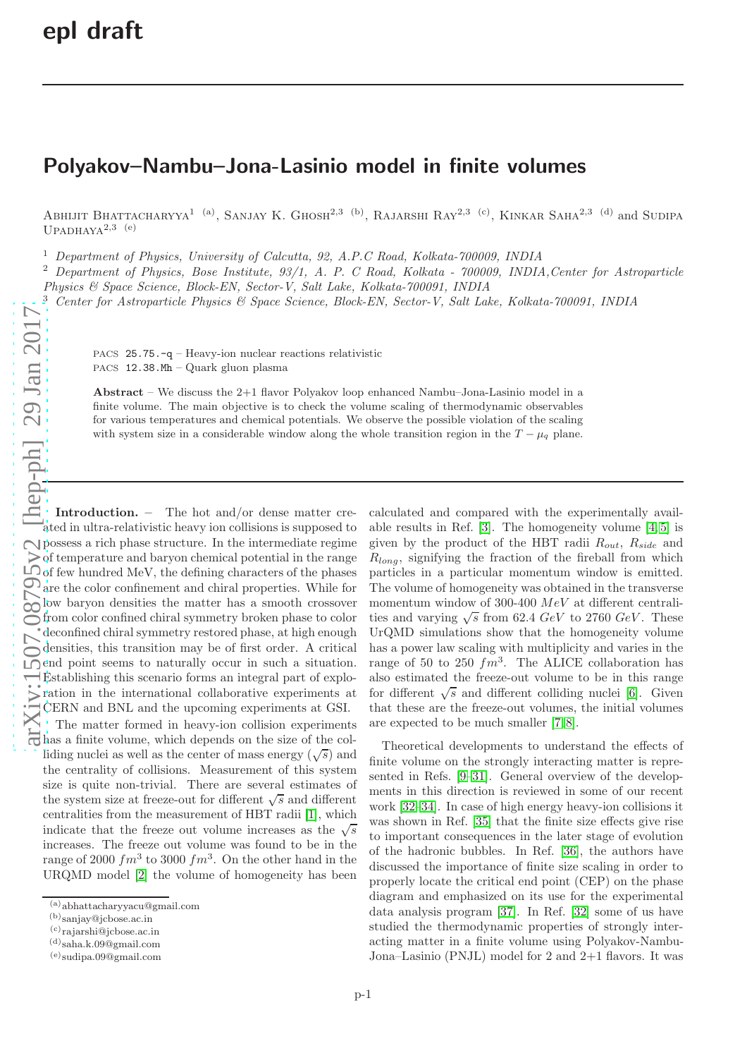# Polyakov–Nambu–Jona-Lasinio model in finite volumes

Abhijit Bhattacharyya[1] (a), Sanjay K. Ghosh[2,3] (b), Rajarshi Ray[2,3] (c), Kinkar Saha[2,3] (d) and Sudipa Upadhaya[2,3] (e)

[1] *Department of Physics, University of Calcutta, 92, A.P.C Road, Kolkata-700009, INDIA*
[2] *Department of Physics, Bose Institute, 93/1, A. P. C Road, Kolkata - 700009, INDIA,Center for Astroparticle Physics & Space Science, Block-EN, Sector-V, Salt Lake, Kolkata-700091, INDIA*
[3] *Center for Astroparticle Physics & Space Science, Block-EN, Sector-V, Salt Lake, Kolkata-700091, INDIA*

PACS 25.75.-q – Heavy-ion nuclear reactions relativistic
PACS 12.38.Mh – Quark gluon plasma

**Abstract** – We discuss the 2+1 flavor Polyakov loop enhanced Nambu–Jona-Lasinio model in a finite volume. The main objective is to check the volume scaling of thermodynamic observables for various temperatures and chemical potentials. We observe the possible violation of the scaling with system size in a considerable window along the whole transition region in the $T - \mu_q$ plane.

**Introduction.** – The hot and/or dense matter created in ultra-relativistic heavy ion collisions is supposed to possess a rich phase structure. In the intermediate regime of temperature and baryon chemical potential in the range of few hundred MeV, the defining characters of the phases are the color confinement and chiral properties. While for low baryon densities the matter has a smooth crossover from color confined chiral symmetry broken phase to color deconfined chiral symmetry restored phase, at high enough densities, this transition may be of first order. A critical end point seems to naturally occur in such a situation. Establishing this scenario forms an integral part of exploration in the international collaborative experiments at CERN and BNL and the upcoming experiments at GSI.

The matter formed in heavy-ion collision experiments has a finite volume, which depends on the size of the colliding nuclei as well as the center of mass energy ($\sqrt{s}$) and the centrality of collisions. Measurement of this system size is quite non-trivial. There are several estimates of the system size at freeze-out for different $\sqrt{s}$ and different centralities from the measurement of HBT radii [1], which indicate that the freeze out volume increases as the $\sqrt{s}$ increases. The freeze out volume was found to be in the range of 2000 $fm^3$ to 3000 $fm^3$. On the other hand in the URQMD model [2] the volume of homogeneity has been calculated and compared with the experimentally available results in Ref. [3]. The homogeneity volume [4,5] is given by the product of the HBT radii $R_{out}$, $R_{side}$ and $R_{long}$, signifying the fraction of the fireball from which particles in a particular momentum window is emitted. The volume of homogeneity was obtained in the transverse momentum window of 300-400 $MeV$ at different centralities and varying $\sqrt{s}$ from 62.4 $GeV$ to 2760 $GeV$. These UrQMD simulations show that the homogeneity volume has a power law scaling with multiplicity and varies in the range of 50 to 250 $fm^3$. The ALICE collaboration has also estimated the freeze-out volume to be in this range for different $\sqrt{s}$ and different colliding nuclei [6]. Given that these are the freeze-out volumes, the initial volumes are expected to be much smaller [7,8].

Theoretical developments to understand the effects of finite volume on the strongly interacting matter is represented in Refs. [9–31]. General overview of the developments in this direction is reviewed in some of our recent work [32–34]. In case of high energy heavy-ion collisions it was shown in Ref. [35] that the finite size effects give rise to important consequences in the later stage of evolution of the hadronic bubbles. In Ref. [36], the authors have discussed the importance of finite size scaling in order to properly locate the critical end point (CEP) on the phase diagram and emphasized on its use for the experimental data analysis program [37]. In Ref. [32] some of us have studied the thermodynamic properties of strongly interacting matter in a finite volume using Polyakov-Nambu-Jona–Lasinio (PNJL) model for 2 and 2+1 flavors. It was

(a) abhattacharyyacu@gmail.com
(b) sanjay@jcbose.ac.in
(c) rajarshi@jcbose.ac.in
(d) saha.k.09@gmail.com
(e) sudipa.09@gmail.com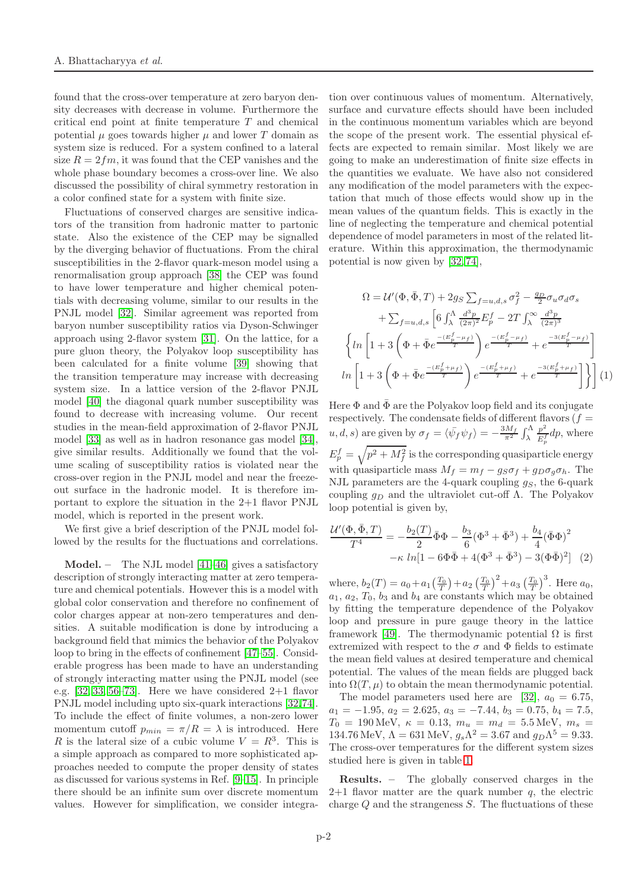found that the cross-over temperature at zero baryon density decreases with decrease in volume. Furthermore the critical end point at finite temperature $T$ and chemical potential $\mu$ goes towards higher $\mu$ and lower $T$ domain as system size is reduced. For a system confined to a lateral size $R = 2fm$, it was found that the CEP vanishes and the whole phase boundary becomes a cross-over line. We also discussed the possibility of chiral symmetry restoration in a color confined state for a system with finite size.

Fluctuations of conserved charges are sensitive indicators of the transition from hadronic matter to partonic state. Also the existence of the CEP may be signalled by the diverging behavior of fluctuations. From the chiral susceptibilities in the 2-flavor quark-meson model using a renormalisation group approach [38] the CEP was found to have lower temperature and higher chemical potentials with decreasing volume, similar to our results in the PNJL model [32]. Similar agreement was reported from baryon number susceptibility ratios via Dyson-Schwinger approach using 2-flavor system [31]. On the lattice, for a pure gluon theory, the Polyakov loop susceptibility has been calculated for a finite volume [39] showing that the transition temperature may increase with decreasing system size. In a lattice version of the 2-flavor PNJL model [40] the diagonal quark number susceptibility was found to decrease with increasing volume. Our recent studies in the mean-field approximation of 2-flavor PNJL model [33] as well as in hadron resonance gas model [34], give similar results. Additionally we found that the volume scaling of susceptibility ratios is violated near the cross-over region in the PNJL model and near the freeze-out surface in the hadronic model. It is therefore important to explore the situation in the 2+1 flavor PNJL model, which is reported in the present work.

We first give a brief description of the PNJL model followed by the results for the fluctuations and correlations.

**Model.** – The NJL model [41–46] gives a satisfactory description of strongly interacting matter at zero temperature and chemical potentials. However this is a model with global color conservation and therefore no confinement of color charges appear at non-zero temperatures and densities. A suitable modification is done by introducing a background field that mimics the behavior of the Polyakov loop to bring in the effects of confinement [47–55]. Considerable progress has been made to have an understanding of strongly interacting matter using the PNJL model (see e.g. [32, 33, 56–73]. Here we have considered 2+1 flavor PNJL model including upto six-quark interactions [32, 74]. To include the effect of finite volumes, a non-zero lower momentum cutoff $p_{min} = \pi/R = \lambda$ is introduced. Here $R$ is the lateral size of a cubic volume $V = R^3$. This is a simple approach as compared to more sophisticated approaches needed to compute the proper density of states as discussed for various systems in Ref. [9–15]. In principle there should be an infinite sum over discrete momentum values. However for simplification, we consider integration over continuous values of momentum. Alternatively, surface and curvature effects should have been included in the continuous momentum variables which are beyond the scope of the present work. The essential physical effects are expected to remain similar. Most likely we are going to make an underestimation of finite size effects in the quantities we evaluate. We have also not considered any modification of the model parameters with the expectation that much of those effects would show up in the mean values of the quantum fields. This is exactly in the line of neglecting the temperature and chemical potential dependence of model parameters in most of the related literature. Within this approximation, the thermodynamic potential is now given by [32, 74],

$$\Omega = \mathcal{U}'(\Phi, \bar{\Phi}, T) + 2g_S \sum_{f=u,d,s} \sigma_f^2 - \frac{g_D}{2}\sigma_u\sigma_d\sigma_s + \sum_{f=u,d,s}\left[6\int_\lambda^\Lambda \frac{d^3p}{(2\pi)^2} E_p^f - 2T\int_\lambda^\infty \frac{d^3p}{(2\pi)^3} \left\{ ln\left[1 + 3\left(\Phi + \bar{\Phi}e^{\frac{-(E_p^f-\mu_f)}{T}}\right)e^{\frac{-(E_p^f-\mu_f)}{T}} + e^{\frac{-3(E_p^f-\mu_f)}{T}}\right] ln\left[1 + 3\left(\Phi + \bar{\Phi}e^{\frac{-(E_p^f+\mu_f)}{T}}\right)e^{\frac{-(E_p^f+\mu_f)}{T}} + e^{\frac{-3(E_p^f+\mu_f)}{T}}\right]\right\}\right] \quad (1)$$

Here $\Phi$ and $\bar{\Phi}$ are the Polyakov loop field and its conjugate respectively. The condensate fields of different flavors ($f = u, d, s$) are given by $\sigma_f = \langle\bar{\psi_f}\psi_f\rangle = -\frac{3M_f}{\pi^2}\int_\lambda^\Lambda \frac{p^2}{E_p^f}dp$, where $E_p^f = \sqrt{p^2 + M_f^2}$ is the corresponding quasiparticle energy with quasiparticle mass $M_f = m_f - g_S\sigma_f + g_D\sigma_g\sigma_h$. The NJL parameters are the 4-quark coupling $g_S$, the 6-quark coupling $g_D$ and the ultraviolet cut-off $\Lambda$. The Polyakov loop potential is given by,

$$\frac{\mathcal{U}'(\Phi, \bar{\Phi}, T)}{T^4} = -\frac{b_2(T)}{2}\bar{\Phi}\Phi - \frac{b_3}{6}(\Phi^3 + \bar{\Phi}^3) + \frac{b_4}{4}(\bar{\Phi}\Phi)^2 - \kappa\ ln[1 - 6\Phi\bar{\Phi} + 4(\Phi^3 + \bar{\Phi}^3) - 3(\Phi\bar{\Phi})^2] \quad (2)$$

where, $b_2(T) = a_0 + a_1\left(\frac{T_0}{T}\right) + a_2\left(\frac{T_0}{T}\right)^2 + a_3\left(\frac{T_0}{T}\right)^3$. Here $a_0$, $a_1$, $a_2$, $T_0$, $b_3$ and $b_4$ are constants which may be obtained by fitting the temperature dependence of the Polyakov loop and pressure in pure gauge theory in the lattice framework [49]. The thermodynamic potential $\Omega$ is first extremized with respect to the $\sigma$ and $\Phi$ fields to estimate the mean field values at desired temperature and chemical potential. The values of the mean fields are plugged back into $\Omega(T, \mu)$ to obtain the mean thermodynamic potential.

The model parameters used here are [32], $a_0 = 6.75$, $a_1 = -1.95$, $a_2 = 2.625$, $a_3 = -7.44$, $b_3 = 0.75$, $b_4 = 7.5$, $T_0 = 190$ MeV, $\kappa = 0.13$, $m_u = m_d = 5.5$ MeV, $m_s = 134.76$ MeV, $\Lambda = 631$ MeV, $g_s\Lambda^2 = 3.67$ and $g_D\Lambda^5 = 9.33$. The cross-over temperatures for the different system sizes studied here is given in table 1.

**Results.** – The globally conserved charges in the 2+1 flavor matter are the quark number $q$, the electric charge $Q$ and the strangeness $S$. The fluctuations of these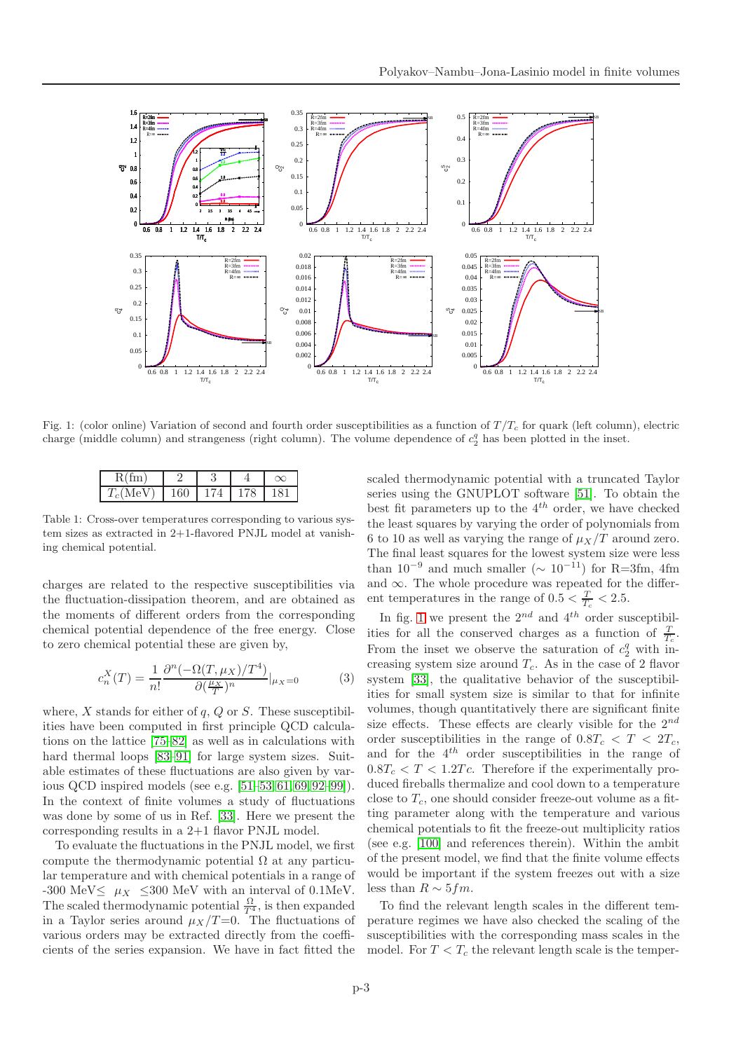Fig. 1: (color online) Variation of second and fourth order susceptibilities as a function of $T/T_c$ for quark (left column), electric charge (middle column) and strangeness (right column). The volume dependence of $c_2^q$ has been plotted in the inset.

| R(fm) | 2 | 3 | 4 | $\infty$ |
|---|---|---|---|---|
| $T_c$(MeV) | 160 | 174 | 178 | 181 |

Table 1: Cross-over temperatures corresponding to various system sizes as extracted in 2+1-flavored PNJL model at vanishing chemical potential.

charges are related to the respective susceptibilities via the fluctuation-dissipation theorem, and are obtained as the moments of different orders from the corresponding chemical potential dependence of the free energy. Close to zero chemical potential these are given by,

$$c_n^X(T) = \frac{1}{n!}\frac{\partial^n(-\Omega(T,\mu_X)/T^4)}{\partial(\frac{\mu_X}{T})^n}|_{\mu_X=0} \tag{3}$$

where, $X$ stands for either of $q$, $Q$ or $S$. These susceptibilities have been computed in first principle QCD calculations on the lattice [75–82] as well as in calculations with hard thermal loops [83–91] for large system sizes. Suitable estimates of these fluctuations are also given by various QCD inspired models (see e.g. [51–53, 61, 69, 92–99]). In the context of finite volumes a study of fluctuations was done by some of us in Ref. [33]. Here we present the corresponding results in a 2+1 flavor PNJL model.

To evaluate the fluctuations in the PNJL model, we first compute the thermodynamic potential $\Omega$ at any particular temperature and with chemical potentials in a range of -300 MeV$\leq$ $\mu_X$ $\leq$300 MeV with an interval of 0.1MeV. The scaled thermodynamic potential $\frac{\Omega}{T^4}$, is then expanded in a Taylor series around $\mu_X/T$=0. The fluctuations of various orders may be extracted directly from the coefficients of the series expansion. We have in fact fitted the scaled thermodynamic potential with a truncated Taylor series using the GNUPLOT software [51]. To obtain the best fit parameters up to the $4^{th}$ order, we have checked the least squares by varying the order of polynomials from 6 to 10 as well as varying the range of $\mu_X/T$ around zero. The final least squares for the lowest system size were less than $10^{-9}$ and much smaller ($\sim 10^{-11}$) for R=3fm, 4fm and $\infty$. The whole procedure was repeated for the different temperatures in the range of $0.5 < \frac{T}{T_c} < 2.5$.

In fig. 1 we present the $2^{nd}$ and $4^{th}$ order susceptibilities for all the conserved charges as a function of $\frac{T}{T_c}$. From the inset we observe the saturation of $c_2^q$ with increasing system size around $T_c$. As in the case of 2 flavor system [33], the qualitative behavior of the susceptibilities for small system size is similar to that for infinite volumes, though quantitatively there are significant finite size effects. These effects are clearly visible for the $2^{nd}$ order susceptibilities in the range of $0.8T_c < T < 2T_c$, and for the $4^{th}$ order susceptibilities in the range of $0.8T_c < T < 1.2Tc$. Therefore if the experimentally produced fireballs thermalize and cool down to a temperature close to $T_c$, one should consider freeze-out volume as a fitting parameter along with the temperature and various chemical potentials to fit the freeze-out multiplicity ratios (see e.g. [100] and references therein). Within the ambit of the present model, we find that the finite volume effects would be important if the system freezes out with a size less than $R \sim 5fm$.

To find the relevant length scales in the different temperature regimes we have also checked the scaling of the susceptibilities with the corresponding mass scales in the model. For $T < T_c$ the relevant length scale is the temper-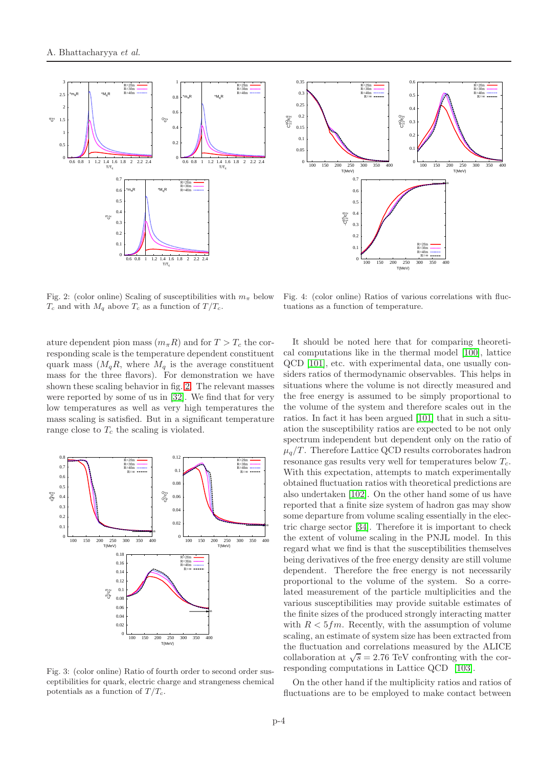Fig. 2: (color online) Scaling of susceptibilities with $m_\pi$ below $T_c$ and with $M_q$ above $T_c$ as a function of $T/T_c$.

Fig. 4: (color online) Ratios of various correlations with fluctuations as a function of temperature.

ature dependent pion mass ($m_\pi R$) and for $T > T_c$ the corresponding scale is the temperature dependent constituent quark mass ($M_q R$, where $M_q$ is the average constituent mass for the three flavors). For demonstration we have shown these scaling behavior in fig. 2. The relevant masses were reported by some of us in [32]. We find that for very low temperatures as well as very high temperatures the mass scaling is satisfied. But in a significant temperature range close to $T_c$ the scaling is violated.

Fig. 3: (color online) Ratio of fourth order to second order susceptibilities for quark, electric charge and strangeness chemical potentials as a function of $T/T_c$.

It should be noted here that for comparing theoretical computations like in the thermal model [100], lattice QCD [101], etc. with experimental data, one usually considers ratios of thermodynamic observables. This helps in situations where the volume is not directly measured and the free energy is assumed to be simply proportional to the volume of the system and therefore scales out in the ratios. In fact it has been argued [101] that in such a situation the susceptibility ratios are expected to be not only spectrum independent but dependent only on the ratio of $\mu_q/T$. Therefore Lattice QCD results corroborates hadron resonance gas results very well for temperatures below $T_c$. With this expectation, attempts to match experimentally obtained fluctuation ratios with theoretical predictions are also undertaken [102]. On the other hand some of us have reported that a finite size system of hadron gas may show some departure from volume scaling essentially in the electric charge sector [34]. Therefore it is important to check the extent of volume scaling in the PNJL model. In this regard what we find is that the susceptibilities themselves being derivatives of the free energy density are still volume dependent. Therefore the free energy is not necessarily proportional to the volume of the system. So a correlated measurement of the particle multiplicities and the various susceptibilities may provide suitable estimates of the finite sizes of the produced strongly interacting matter with $R < 5fm$. Recently, with the assumption of volume scaling, an estimate of system size has been extracted from the fluctuation and correlations measured by the ALICE collaboration at $\sqrt{s} = 2.76$ TeV confronting with the corresponding computations in Lattice QCD [103].

On the other hand if the multiplicity ratios and ratios of fluctuations are to be employed to make contact between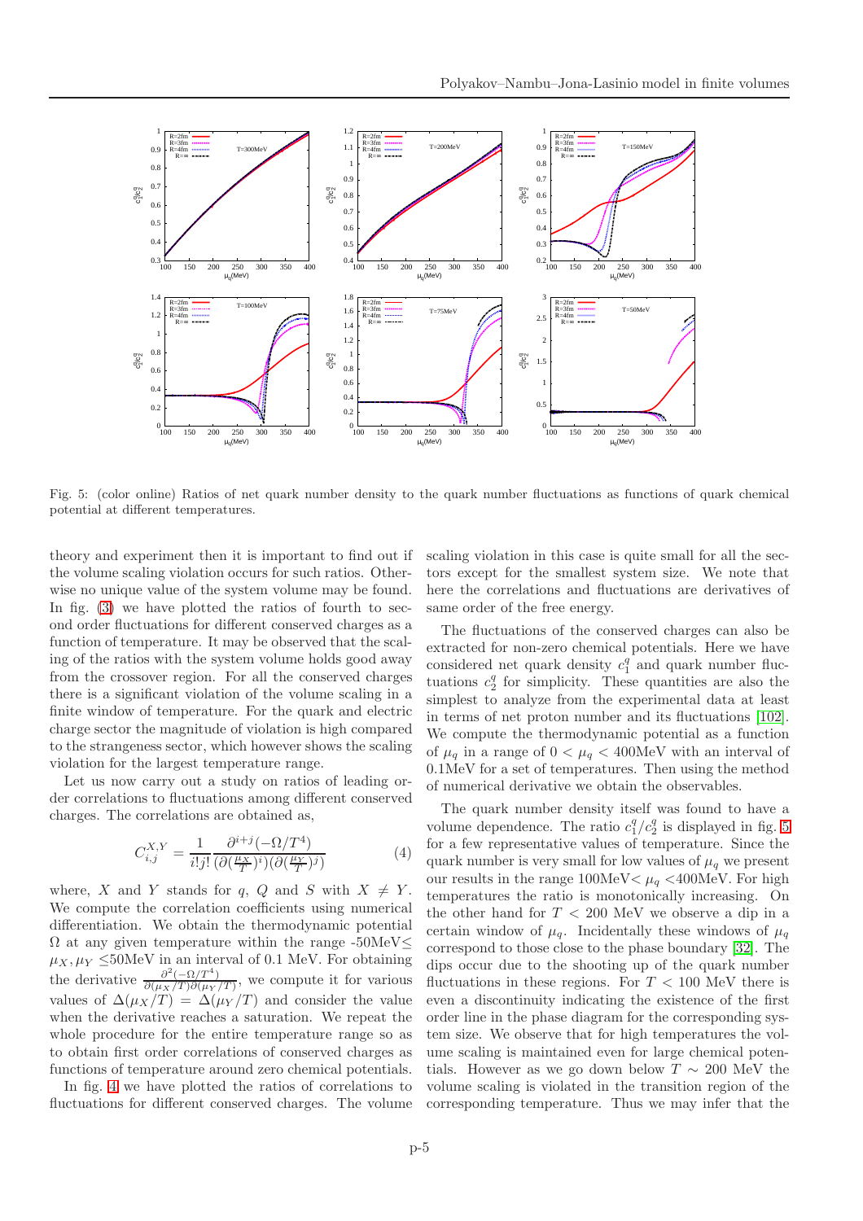Fig. 5: (color online) Ratios of net quark number density to the quark number fluctuations as functions of quark chemical potential at different temperatures.

theory and experiment then it is important to find out if the volume scaling violation occurs for such ratios. Otherwise no unique value of the system volume may be found. In fig. (3) we have plotted the ratios of fourth to second order fluctuations for different conserved charges as a function of temperature. It may be observed that the scaling of the ratios with the system volume holds good away from the crossover region. For all the conserved charges there is a significant violation of the volume scaling in a finite window of temperature. For the quark and electric charge sector the magnitude of violation is high compared to the strangeness sector, which however shows the scaling violation for the largest temperature range.

Let us now carry out a study on ratios of leading order correlations to fluctuations among different conserved charges. The correlations are obtained as,

$$C_{i,j}^{X,Y} = \frac{1}{i!j!}\frac{\partial^{i+j}(-\Omega/T^4)}{(\partial(\frac{\mu_X}{T})^i)(\partial(\frac{\mu_Y}{T})^j)} \tag{4}$$

where, $X$ and $Y$ stands for $q$, $Q$ and $S$ with $X \neq Y$. We compute the correlation coefficients using numerical differentiation. We obtain the thermodynamic potential $\Omega$ at any given temperature within the range -50MeV$\leq \mu_X, \mu_Y \leq$50MeV in an interval of 0.1 MeV. For obtaining the derivative $\frac{\partial^2(-\Omega/T^4)}{\partial(\mu_X/T)\partial(\mu_Y/T)}$, we compute it for various values of $\Delta(\mu_X/T) = \Delta(\mu_Y/T)$ and consider the value when the derivative reaches a saturation. We repeat the whole procedure for the entire temperature range so as to obtain first order correlations of conserved charges as functions of temperature around zero chemical potentials.

In fig. 4 we have plotted the ratios of correlations to fluctuations for different conserved charges. The volume scaling violation in this case is quite small for all the sectors except for the smallest system size. We note that here the correlations and fluctuations are derivatives of same order of the free energy.

The fluctuations of the conserved charges can also be extracted for non-zero chemical potentials. Here we have considered net quark density $c_1^q$ and quark number fluctuations $c_2^q$ for simplicity. These quantities are also the simplest to analyze from the experimental data at least in terms of net proton number and its fluctuations [102]. We compute the thermodynamic potential as a function of $\mu_q$ in a range of $0 < \mu_q < 400$MeV with an interval of 0.1MeV for a set of temperatures. Then using the method of numerical derivative we obtain the observables.

The quark number density itself was found to have a volume dependence. The ratio $c_1^q/c_2^q$ is displayed in fig. 5 for a few representative values of temperature. Since the quark number is very small for low values of $\mu_q$ we present our results in the range 100MeV$< \mu_q <$400MeV. For high temperatures the ratio is monotonically increasing. On the other hand for $T < 200$ MeV we observe a dip in a certain window of $\mu_q$. Incidentally these windows of $\mu_q$ correspond to those close to the phase boundary [32]. The dips occur due to the shooting up of the quark number fluctuations in these regions. For $T < 100$ MeV there is even a discontinuity indicating the existence of the first order line in the phase diagram for the corresponding system size. We observe that for high temperatures the volume scaling is maintained even for large chemical potentials. However as we go down below $T \sim 200$ MeV the volume scaling is violated in the transition region of the corresponding temperature. Thus we may infer that the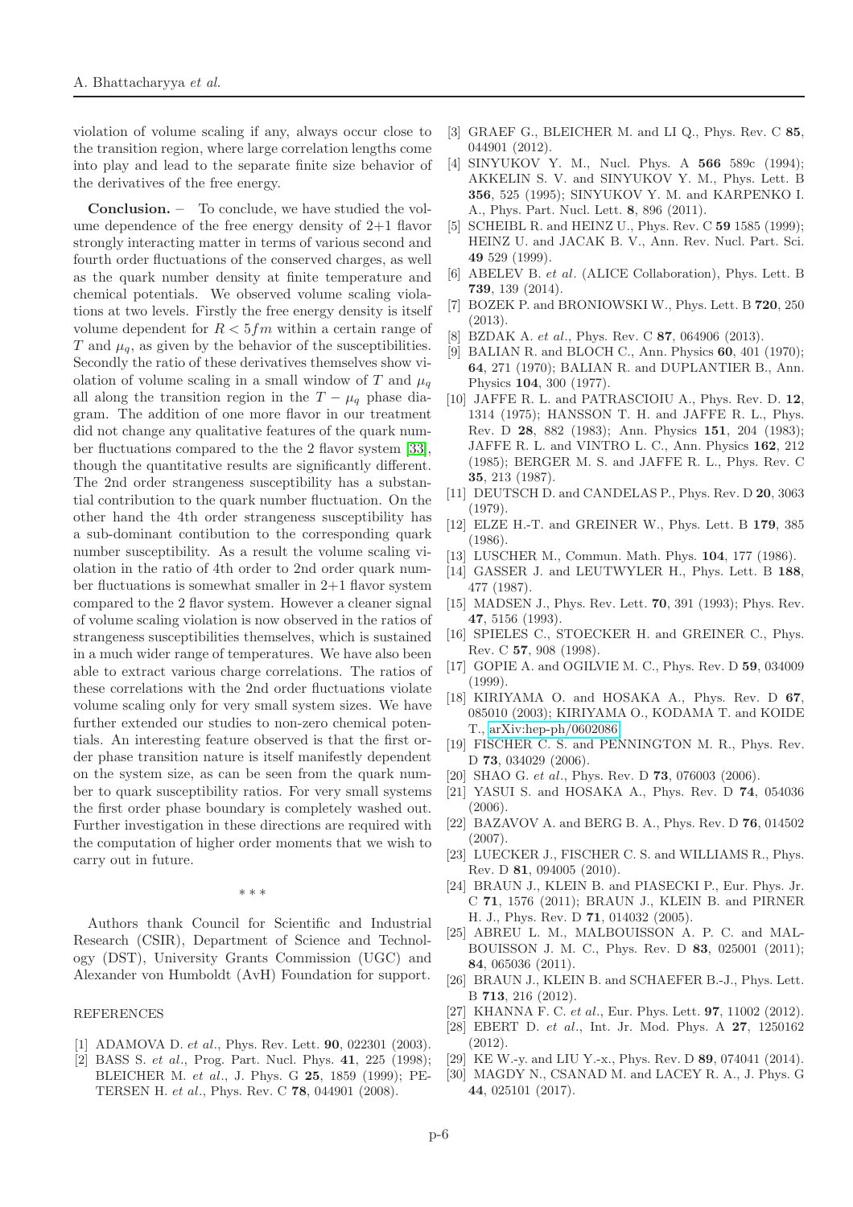violation of volume scaling if any, always occur close to the transition region, where large correlation lengths come into play and lead to the separate finite size behavior of the derivatives of the free energy.

**Conclusion.** – To conclude, we have studied the volume dependence of the free energy density of 2+1 flavor strongly interacting matter in terms of various second and fourth order fluctuations of the conserved charges, as well as the quark number density at finite temperature and chemical potentials. We observed volume scaling violations at two levels. Firstly the free energy density is itself volume dependent for $R < 5fm$ within a certain range of $T$ and $\mu_q$, as given by the behavior of the susceptibilities. Secondly the ratio of these derivatives themselves show violation of volume scaling in a small window of $T$ and $\mu_q$ all along the transition region in the $T - \mu_q$ phase diagram. The addition of one more flavor in our treatment did not change any qualitative features of the quark number fluctuations compared to the the 2 flavor system [33], though the quantitative results are significantly different. The 2nd order strangeness susceptibility has a substantial contribution to the quark number fluctuation. On the other hand the 4th order strangeness susceptibility has a sub-dominant contibution to the corresponding quark number susceptibility. As a result the volume scaling violation in the ratio of 4th order to 2nd order quark number fluctuations is somewhat smaller in 2+1 flavor system compared to the 2 flavor system. However a cleaner signal of volume scaling violation is now observed in the ratios of strangeness susceptibilities themselves, which is sustained in a much wider range of temperatures. We have also been able to extract various charge correlations. The ratios of these correlations with the 2nd order fluctuations violate volume scaling only for very small system sizes. We have further extended our studies to non-zero chemical potentials. An interesting feature observed is that the first order phase transition nature is itself manifestly dependent on the system size, as can be seen from the quark number to quark susceptibility ratios. For very small systems the first order phase boundary is completely washed out. Further investigation in these directions are required with the computation of higher order moments that we wish to carry out in future.

\* \* \*

Authors thank Council for Scientific and Industrial Research (CSIR), Department of Science and Technology (DST), University Grants Commission (UGC) and Alexander von Humboldt (AvH) Foundation for support.

REFERENCES

[1] ADAMOVA D. *et al.*, Phys. Rev. Lett. **90**, 022301 (2003).

[2] BASS S. *et al.*, Prog. Part. Nucl. Phys. **41**, 225 (1998); BLEICHER M. *et al.*, J. Phys. G **25**, 1859 (1999); PETERSEN H. *et al.*, Phys. Rev. C **78**, 044901 (2008).

[3] GRAEF G., BLEICHER M. and LI Q., Phys. Rev. C **85**, 044901 (2012).

[4] SINYUKOV Y. M., Nucl. Phys. A **566** 589c (1994); AKKELIN S. V. and SINYUKOV Y. M., Phys. Lett. B **356**, 525 (1995); SINYUKOV Y. M. and KARPENKO I. A., Phys. Part. Nucl. Lett. **8**, 896 (2011).

[5] SCHEIBL R. and HEINZ U., Phys. Rev. C **59** 1585 (1999); HEINZ U. and JACAK B. V., Ann. Rev. Nucl. Part. Sci. **49** 529 (1999).

[6] ABELEV B. *et al.* (ALICE Collaboration), Phys. Lett. B **739**, 139 (2014).

[7] BOZEK P. and BRONIOWSKI W., Phys. Lett. B **720**, 250 (2013).

[8] BZDAK A. *et al.*, Phys. Rev. C **87**, 064906 (2013).

[9] BALIAN R. and BLOCH C., Ann. Physics **60**, 401 (1970); **64**, 271 (1970); BALIAN R. and DUPLANTIER B., Ann. Physics **104**, 300 (1977).

[10] JAFFE R. L. and PATRASCIOIU A., Phys. Rev. D. **12**, 1314 (1975); HANSSON T. H. and JAFFE R. L., Phys. Rev. D **28**, 882 (1983); Ann. Physics **151**, 204 (1983); JAFFE R. L. and VINTRO L. C., Ann. Physics **162**, 212 (1985); BERGER M. S. and JAFFE R. L., Phys. Rev. C **35**, 213 (1987).

[11] DEUTSCH D. and CANDELAS P., Phys. Rev. D **20**, 3063 (1979).

[12] ELZE H.-T. and GREINER W., Phys. Lett. B **179**, 385 (1986).

[13] LUSCHER M., Commun. Math. Phys. **104**, 177 (1986).

[14] GASSER J. and LEUTWYLER H., Phys. Lett. B **188**, 477 (1987).

[15] MADSEN J., Phys. Rev. Lett. **70**, 391 (1993); Phys. Rev. **47**, 5156 (1993).

[16] SPIELES C., STOECKER H. and GREINER C., Phys. Rev. C **57**, 908 (1998).

[17] GOPIE A. and OGILVIE M. C., Phys. Rev. D **59**, 034009 (1999).

[18] KIRIYAMA O. and HOSAKA A., Phys. Rev. D **67**, 085010 (2003); KIRIYAMA O., KODAMA T. and KOIDE T., arXiv:hep-ph/0602086.

[19] FISCHER C. S. and PENNINGTON M. R., Phys. Rev. D **73**, 034029 (2006).

[20] SHAO G. *et al.*, Phys. Rev. D **73**, 076003 (2006).

[21] YASUI S. and HOSAKA A., Phys. Rev. D **74**, 054036 (2006).

[22] BAZAVOV A. and BERG B. A., Phys. Rev. D **76**, 014502 (2007).

[23] LUECKER J., FISCHER C. S. and WILLIAMS R., Phys. Rev. D **81**, 094005 (2010).

[24] BRAUN J., KLEIN B. and PIASECKI P., Eur. Phys. Jr. C **71**, 1576 (2011); BRAUN J., KLEIN B. and PIRNER H. J., Phys. Rev. D **71**, 014032 (2005).

[25] ABREU L. M., MALBOUISSON A. P. C. and MALBOUISSON J. M. C., Phys. Rev. D **83**, 025001 (2011); **84**, 065036 (2011).

[26] BRAUN J., KLEIN B. and SCHAEFER B.-J., Phys. Lett. B **713**, 216 (2012).

[27] KHANNA F. C. *et al.*, Eur. Phys. Lett. **97**, 11002 (2012).

[28] EBERT D. *et al.*, Int. Jr. Mod. Phys. A **27**, 1250162 (2012).

[29] KE W.-y. and LIU Y.-x., Phys. Rev. D **89**, 074041 (2014).

[30] MAGDY N., CSANAD M. and LACEY R. A., J. Phys. G **44**, 025101 (2017).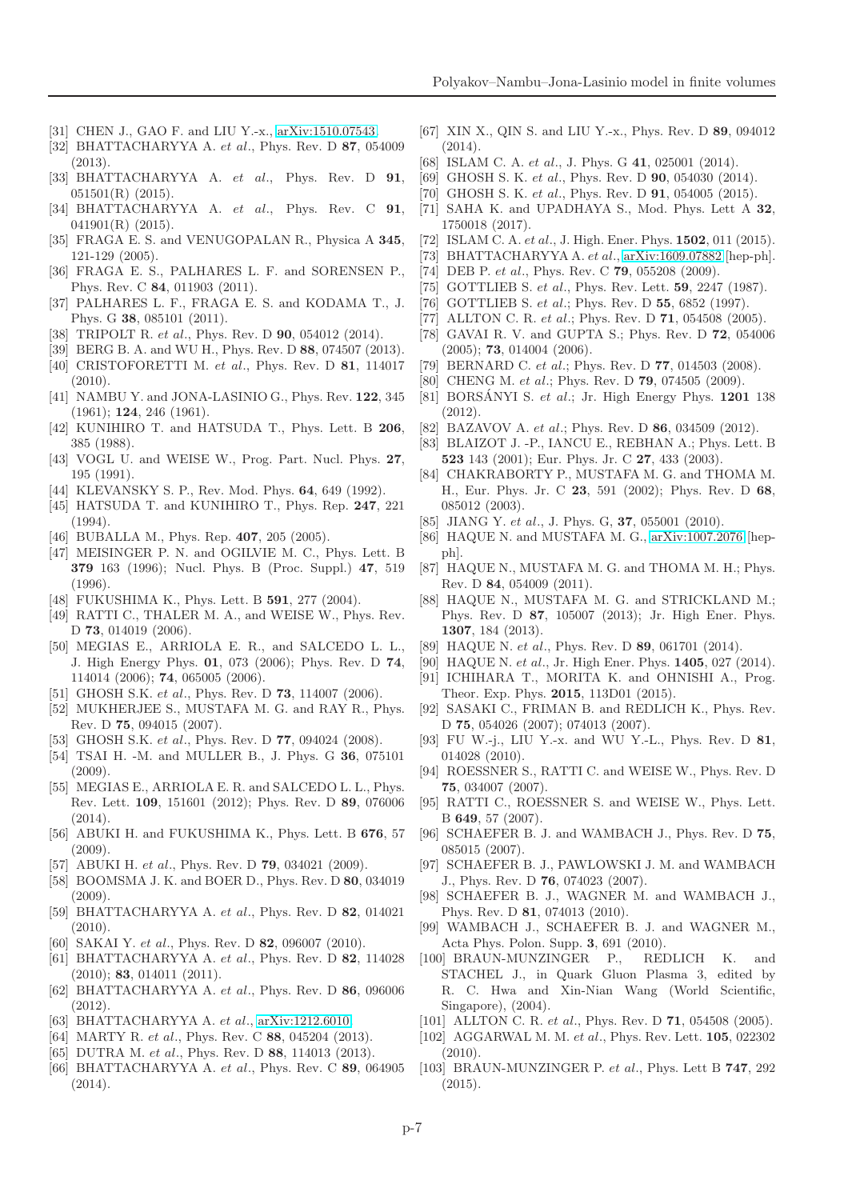[31] CHEN J., GAO F. and LIU Y.-x., arXiv:1510.07543.

[32] BHATTACHARYYA A. *et al.*, Phys. Rev. D **87**, 054009 (2013).

[33] BHATTACHARYYA A. *et al.*, Phys. Rev. D **91**, 051501(R) (2015).

[34] BHATTACHARYYA A. *et al.*, Phys. Rev. C **91**, 041901(R) (2015).

[35] FRAGA E. S. and VENUGOPALAN R., Physica A **345**, 121-129 (2005).

[36] FRAGA E. S., PALHARES L. F. and SORENSEN P., Phys. Rev. C **84**, 011903 (2011).

[37] PALHARES L. F., FRAGA E. S. and KODAMA T., J. Phys. G **38**, 085101 (2011).

[38] TRIPOLT R. *et al.*, Phys. Rev. D **90**, 054012 (2014).

[39] BERG B. A. and WU H., Phys. Rev. D **88**, 074507 (2013).

[40] CRISTOFORETTI M. *et al.*, Phys. Rev. D **81**, 114017 (2010).

[41] NAMBU Y. and JONA-LASINIO G., Phys. Rev. **122**, 345 (1961); **124**, 246 (1961).

[42] KUNIHIRO T. and HATSUDA T., Phys. Lett. B **206**, 385 (1988).

[43] VOGL U. and WEISE W., Prog. Part. Nucl. Phys. **27**, 195 (1991).

[44] KLEVANSKY S. P., Rev. Mod. Phys. **64**, 649 (1992).

[45] HATSUDA T. and KUNIHIRO T., Phys. Rep. **247**, 221 (1994).

[46] BUBALLA M., Phys. Rep. **407**, 205 (2005).

[47] MEISINGER P. N. and OGILVIE M. C., Phys. Lett. B **379** 163 (1996); Nucl. Phys. B (Proc. Suppl.) **47**, 519 (1996).

[48] FUKUSHIMA K., Phys. Lett. B **591**, 277 (2004).

[49] RATTI C., THALER M. A., and WEISE W., Phys. Rev. D **73**, 014019 (2006).

[50] MEGIAS E., ARRIOLA E. R., and SALCEDO L. L., J. High Energy Phys. **01**, 073 (2006); Phys. Rev. D **74**, 114014 (2006); **74**, 065005 (2006).

[51] GHOSH S.K. *et al.*, Phys. Rev. D **73**, 114007 (2006).

[52] MUKHERJEE S., MUSTAFA M. G. and RAY R., Phys. Rev. D **75**, 094015 (2007).

[53] GHOSH S.K. *et al.*, Phys. Rev. D **77**, 094024 (2008).

[54] TSAI H. -M. and MULLER B., J. Phys. G **36**, 075101 (2009).

[55] MEGIAS E., ARRIOLA E. R. and SALCEDO L. L., Phys. Rev. Lett. **109**, 151601 (2012); Phys. Rev. D **89**, 076006 (2014).

[56] ABUKI H. and FUKUSHIMA K., Phys. Lett. B **676**, 57 (2009).

[57] ABUKI H. *et al.*, Phys. Rev. D **79**, 034021 (2009).

[58] BOOMSMA J. K. and BOER D., Phys. Rev. D **80**, 034019 (2009).

[59] BHATTACHARYYA A. *et al.*, Phys. Rev. D **82**, 014021 (2010).

[60] SAKAI Y. *et al.*, Phys. Rev. D **82**, 096007 (2010).

[61] BHATTACHARYYA A. *et al.*, Phys. Rev. D **82**, 114028 (2010); **83**, 014011 (2011).

[62] BHATTACHARYYA A. *et al.*, Phys. Rev. D **86**, 096006 (2012).

[63] BHATTACHARYYA A. *et al.*, arXiv:1212.6010.

[64] MARTY R. *et al.*, Phys. Rev. C **88**, 045204 (2013).

[65] DUTRA M. *et al.*, Phys. Rev. D **88**, 114013 (2013).

[66] BHATTACHARYYA A. *et al.*, Phys. Rev. C **89**, 064905 (2014).

[67] XIN X., QIN S. and LIU Y.-x., Phys. Rev. D **89**, 094012 (2014).

[68] ISLAM C. A. *et al.*, J. Phys. G **41**, 025001 (2014).

[69] GHOSH S. K. *et al.*, Phys. Rev. D **90**, 054030 (2014).

[70] GHOSH S. K. *et al.*, Phys. Rev. D **91**, 054005 (2015).

[71] SAHA K. and UPADHAYA S., Mod. Phys. Lett A **32**, 1750018 (2017).

[72] ISLAM C. A. *et al.*, J. High. Ener. Phys. **1502**, 011 (2015).

[73] BHATTACHARYYA A. *et al.*, arXiv:1609.07882 [hep-ph].

[74] DEB P. *et al.*, Phys. Rev. C **79**, 055208 (2009).

[75] GOTTLIEB S. *et al.*, Phys. Rev. Lett. **59**, 2247 (1987).

[76] GOTTLIEB S. *et al.*; Phys. Rev. D **55**, 6852 (1997).

[77] ALLTON C. R. *et al.*; Phys. Rev. D **71**, 054508 (2005).

[78] GAVAI R. V. and GUPTA S.; Phys. Rev. D **72**, 054006 (2005); **73**, 014004 (2006).

[79] BERNARD C. *et al.*; Phys. Rev. D **77**, 014503 (2008).

[80] CHENG M. *et al.*; Phys. Rev. D **79**, 074505 (2009).

[81] BORSÁNYI S. *et al.*; Jr. High Energy Phys. **1201** 138 (2012).

[82] BAZAVOV A. *et al.*; Phys. Rev. D **86**, 034509 (2012).

[83] BLAIZOT J. -P., IANCU E., REBHAN A.; Phys. Lett. B **523** 143 (2001); Eur. Phys. Jr. C **27**, 433 (2003).

[84] CHAKRABORTY P., MUSTAFA M. G. and THOMA M. H., Eur. Phys. Jr. C **23**, 591 (2002); Phys. Rev. D **68**, 085012 (2003).

[85] JIANG Y. *et al.*, J. Phys. G, **37**, 055001 (2010).

[86] HAQUE N. and MUSTAFA M. G., arXiv:1007.2076 [hep-ph].

[87] HAQUE N., MUSTAFA M. G. and THOMA M. H.; Phys. Rev. D **84**, 054009 (2011).

[88] HAQUE N., MUSTAFA M. G. and STRICKLAND M.; Phys. Rev. D **87**, 105007 (2013); Jr. High Ener. Phys. **1307**, 184 (2013).

[89] HAQUE N. *et al.*, Phys. Rev. D **89**, 061701 (2014).

[90] HAQUE N. *et al.*, Jr. High Ener. Phys. **1405**, 027 (2014).

[91] ICHIHARA T., MORITA K. and OHNISHI A., Prog. Theor. Exp. Phys. **2015**, 113D01 (2015).

[92] SASAKI C., FRIMAN B. and REDLICH K., Phys. Rev. D **75**, 054026 (2007); 074013 (2007).

[93] FU W.-j., LIU Y.-x. and WU Y.-L., Phys. Rev. D **81**, 014028 (2010).

[94] ROESSNER S., RATTI C. and WEISE W., Phys. Rev. D **75**, 034007 (2007).

[95] RATTI C., ROESSNER S. and WEISE W., Phys. Lett. B **649**, 57 (2007).

[96] SCHAEFER B. J. and WAMBACH J., Phys. Rev. D **75**, 085015 (2007).

[97] SCHAEFER B. J., PAWLOWSKI J. M. and WAMBACH J., Phys. Rev. D **76**, 074023 (2007).

[98] SCHAEFER B. J., WAGNER M. and WAMBACH J., Phys. Rev. D **81**, 074013 (2010).

[99] WAMBACH J., SCHAEFER B. J. and WAGNER M., Acta Phys. Polon. Supp. **3**, 691 (2010).

[100] BRAUN-MUNZINGER P., REDLICH K. and STACHEL J., in Quark Gluon Plasma 3, edited by R. C. Hwa and Xin-Nian Wang (World Scientific, Singapore), (2004).

[101] ALLTON C. R. *et al.*, Phys. Rev. D **71**, 054508 (2005).

[102] AGGARWAL M. M. *et al.*, Phys. Rev. Lett. **105**, 022302 (2010).

[103] BRAUN-MUNZINGER P. *et al.*, Phys. Lett B **747**, 292 (2015).